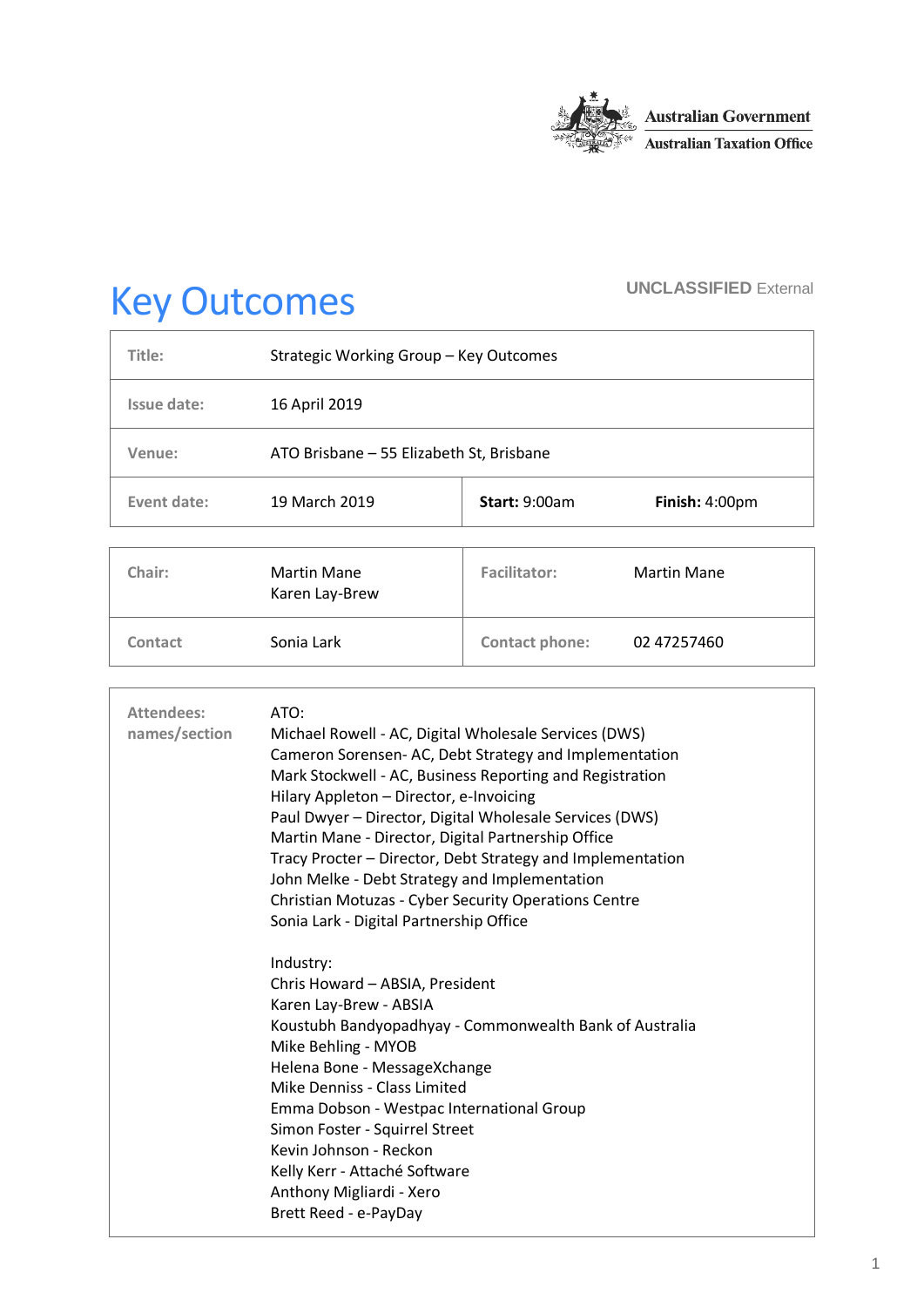Australian Government
Australian Taxation Office

UNCLASSIFIED External

# Key Outcomes

| | | | |
|---|---|---|---|
| Title: | Strategic Working Group – Key Outcomes | | |
| Issue date: | 16 April 2019 | | |
| Venue: | ATO Brisbane – 55 Elizabeth St, Brisbane | | |
| Event date: | 19 March 2019 | **Start:** 9:00am | **Finish:** 4:00pm |

| | | | |
|---|---|---|---|
| Chair: | Martin Mane<br>Karen Lay-Brew | Facilitator: | Martin Mane |
| Contact | Sonia Lark | Contact phone: | 02 47257460 |

| | |
|---|---|
| Attendees: names/section | ATO:<br>Michael Rowell - AC, Digital Wholesale Services (DWS)<br>Cameron Sorensen- AC, Debt Strategy and Implementation<br>Mark Stockwell - AC, Business Reporting and Registration<br>Hilary Appleton – Director, e-Invoicing<br>Paul Dwyer – Director, Digital Wholesale Services (DWS)<br>Martin Mane - Director, Digital Partnership Office<br>Tracy Procter – Director, Debt Strategy and Implementation<br>John Melke - Debt Strategy and Implementation<br>Christian Motuzas - Cyber Security Operations Centre<br>Sonia Lark - Digital Partnership Office<br><br>Industry:<br>Chris Howard – ABSIA, President<br>Karen Lay-Brew - ABSIA<br>Koustubh Bandyopadhyay - Commonwealth Bank of Australia<br>Mike Behling - MYOB<br>Helena Bone - MessageXchange<br>Mike Denniss - Class Limited<br>Emma Dobson - Westpac International Group<br>Simon Foster - Squirrel Street<br>Kevin Johnson - Reckon<br>Kelly Kerr - Attaché Software<br>Anthony Migliardi - Xero<br>Brett Reed - e-PayDay |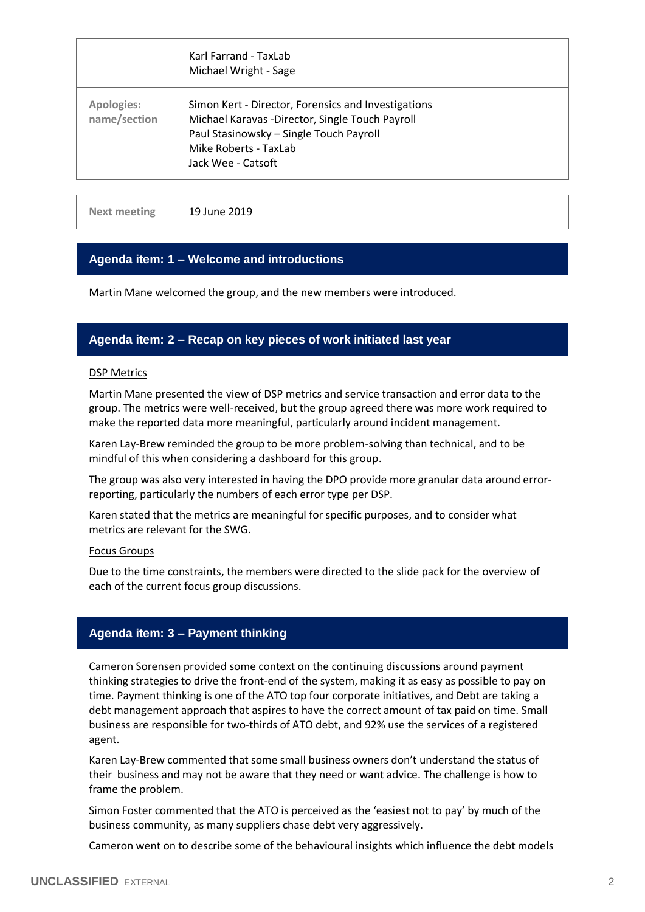| | |
|---|---|
| | Karl Farrand - TaxLab<br>Michael Wright - Sage |
| **Apologies: name/section** | Simon Kert - Director, Forensics and Investigations<br>Michael Karavas -Director, Single Touch Payroll<br>Paul Stasinowsky – Single Touch Payroll<br>Mike Roberts - TaxLab<br>Jack Wee - Catsoft |

| | |
|---|---|
| **Next meeting** | 19 June 2019 |

## Agenda item: 1 – Welcome and introductions

Martin Mane welcomed the group, and the new members were introduced.

## Agenda item: 2 – Recap on key pieces of work initiated last year

DSP Metrics

Martin Mane presented the view of DSP metrics and service transaction and error data to the group. The metrics were well-received, but the group agreed there was more work required to make the reported data more meaningful, particularly around incident management.

Karen Lay-Brew reminded the group to be more problem-solving than technical, and to be mindful of this when considering a dashboard for this group.

The group was also very interested in having the DPO provide more granular data around error-reporting, particularly the numbers of each error type per DSP.

Karen stated that the metrics are meaningful for specific purposes, and to consider what metrics are relevant for the SWG.

Focus Groups

Due to the time constraints, the members were directed to the slide pack for the overview of each of the current focus group discussions.

## Agenda item: 3 – Payment thinking

Cameron Sorensen provided some context on the continuing discussions around payment thinking strategies to drive the front-end of the system, making it as easy as possible to pay on time. Payment thinking is one of the ATO top four corporate initiatives, and Debt are taking a debt management approach that aspires to have the correct amount of tax paid on time. Small business are responsible for two-thirds of ATO debt, and 92% use the services of a registered agent.

Karen Lay-Brew commented that some small business owners don't understand the status of their business and may not be aware that they need or want advice. The challenge is how to frame the problem.

Simon Foster commented that the ATO is perceived as the 'easiest not to pay' by much of the business community, as many suppliers chase debt very aggressively.

Cameron went on to describe some of the behavioural insights which influence the debt models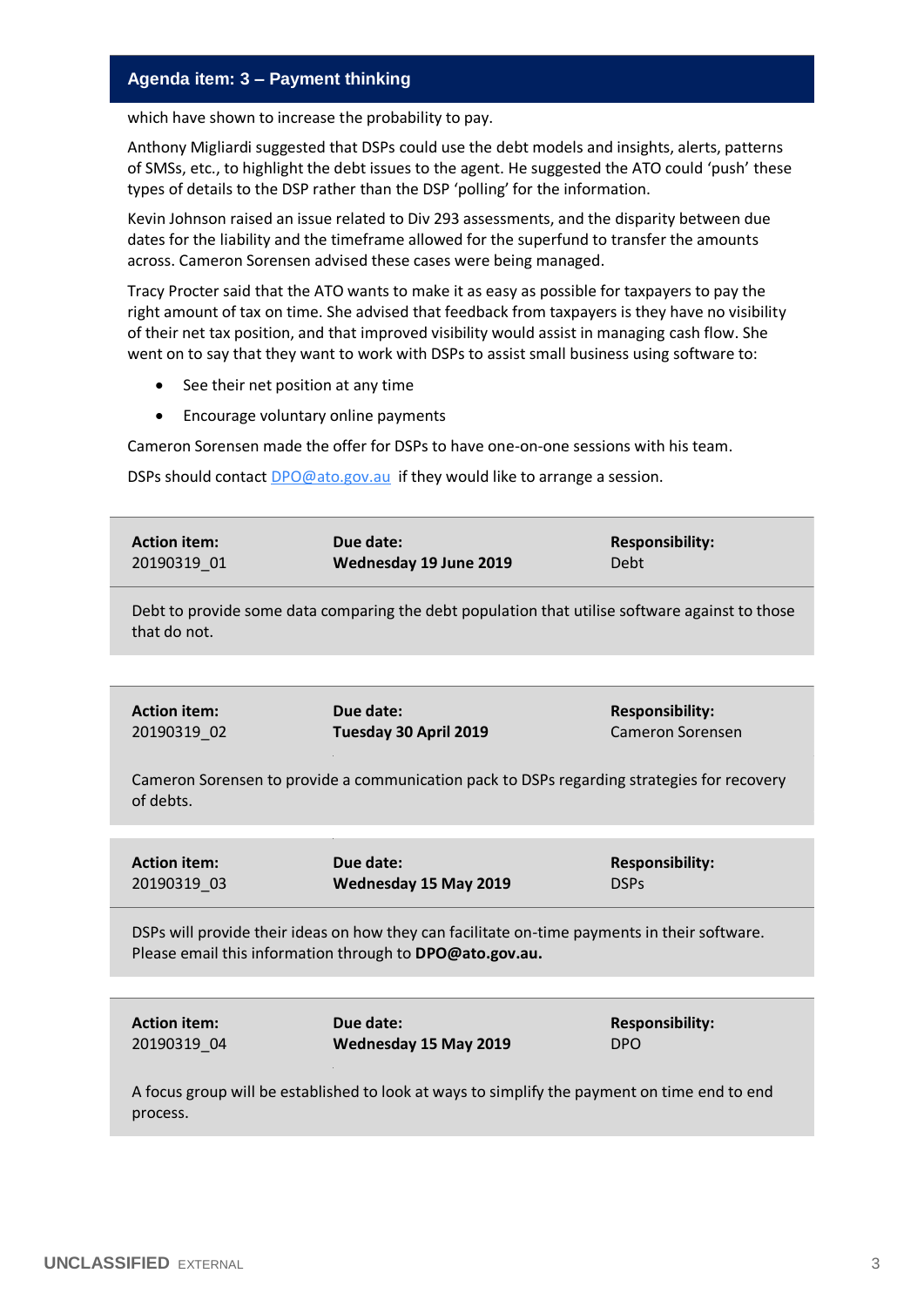## Agenda item: 3 – Payment thinking

which have shown to increase the probability to pay.

Anthony Migliardi suggested that DSPs could use the debt models and insights, alerts, patterns of SMSs, etc., to highlight the debt issues to the agent. He suggested the ATO could 'push' these types of details to the DSP rather than the DSP 'polling' for the information.

Kevin Johnson raised an issue related to Div 293 assessments, and the disparity between due dates for the liability and the timeframe allowed for the superfund to transfer the amounts across. Cameron Sorensen advised these cases were being managed.

Tracy Procter said that the ATO wants to make it as easy as possible for taxpayers to pay the right amount of tax on time. She advised that feedback from taxpayers is they have no visibility of their net tax position, and that improved visibility would assist in managing cash flow. She went on to say that they want to work with DSPs to assist small business using software to:

- See their net position at any time
- Encourage voluntary online payments

Cameron Sorensen made the offer for DSPs to have one-on-one sessions with his team.

DSPs should contact DPO@ato.gov.au if they would like to arrange a session.

| **Action item:** 20190319_01 | **Due date:** **Wednesday 19 June 2019** | **Responsibility:** Debt |
|---|---|---|
| Debt to provide some data comparing the debt population that utilise software against to those that do not. | | |

| **Action item:** 20190319_02 | **Due date:** **Tuesday 30 April 2019** | **Responsibility:** Cameron Sorensen |
|---|---|---|
| Cameron Sorensen to provide a communication pack to DSPs regarding strategies for recovery of debts. | | |

| **Action item:** 20190319_03 | **Due date:** **Wednesday 15 May 2019** | **Responsibility:** DSPs |
|---|---|---|
| DSPs will provide their ideas on how they can facilitate on-time payments in their software. Please email this information through to **DPO@ato.gov.au.** | | |

| **Action item:** 20190319_04 | **Due date:** **Wednesday 15 May 2019** | **Responsibility:** DPO |
|---|---|---|
| A focus group will be established to look at ways to simplify the payment on time end to end process. | | |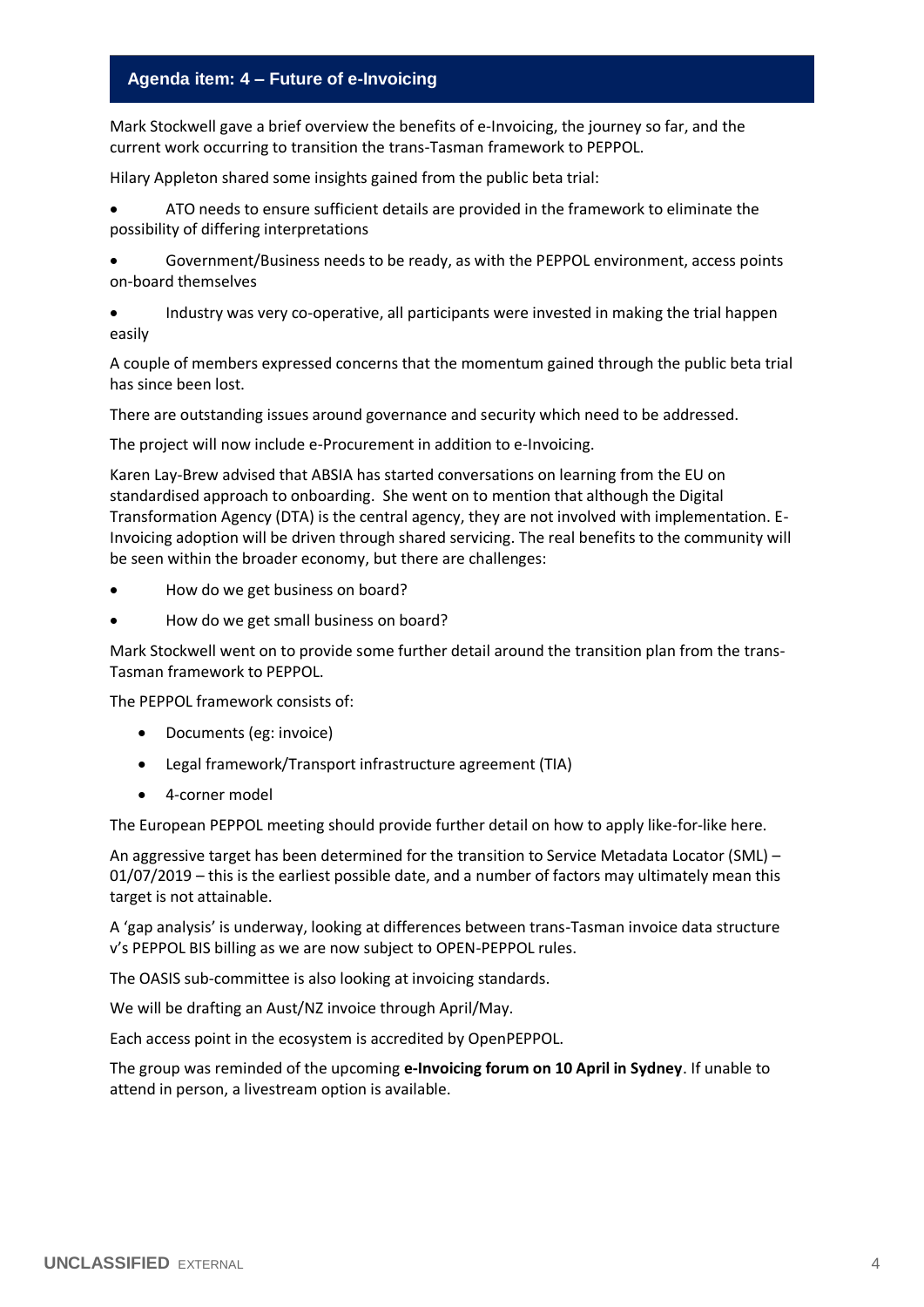## Agenda item: 4 – Future of e-Invoicing

Mark Stockwell gave a brief overview the benefits of e-Invoicing, the journey so far, and the current work occurring to transition the trans-Tasman framework to PEPPOL.

Hilary Appleton shared some insights gained from the public beta trial:

- ATO needs to ensure sufficient details are provided in the framework to eliminate the possibility of differing interpretations
- Government/Business needs to be ready, as with the PEPPOL environment, access points on-board themselves
- Industry was very co-operative, all participants were invested in making the trial happen easily

A couple of members expressed concerns that the momentum gained through the public beta trial has since been lost.

There are outstanding issues around governance and security which need to be addressed.

The project will now include e-Procurement in addition to e-Invoicing.

Karen Lay-Brew advised that ABSIA has started conversations on learning from the EU on standardised approach to onboarding. She went on to mention that although the Digital Transformation Agency (DTA) is the central agency, they are not involved with implementation. E-Invoicing adoption will be driven through shared servicing. The real benefits to the community will be seen within the broader economy, but there are challenges:

- How do we get business on board?
- How do we get small business on board?

Mark Stockwell went on to provide some further detail around the transition plan from the trans-Tasman framework to PEPPOL.

The PEPPOL framework consists of:

- Documents (eg: invoice)
- Legal framework/Transport infrastructure agreement (TIA)
- 4-corner model

The European PEPPOL meeting should provide further detail on how to apply like-for-like here.

An aggressive target has been determined for the transition to Service Metadata Locator (SML) – 01/07/2019 – this is the earliest possible date, and a number of factors may ultimately mean this target is not attainable.

A 'gap analysis' is underway, looking at differences between trans-Tasman invoice data structure v's PEPPOL BIS billing as we are now subject to OPEN-PEPPOL rules.

The OASIS sub-committee is also looking at invoicing standards.

We will be drafting an Aust/NZ invoice through April/May.

Each access point in the ecosystem is accredited by OpenPEPPOL.

The group was reminded of the upcoming **e-Invoicing forum on 10 April in Sydney**. If unable to attend in person, a livestream option is available.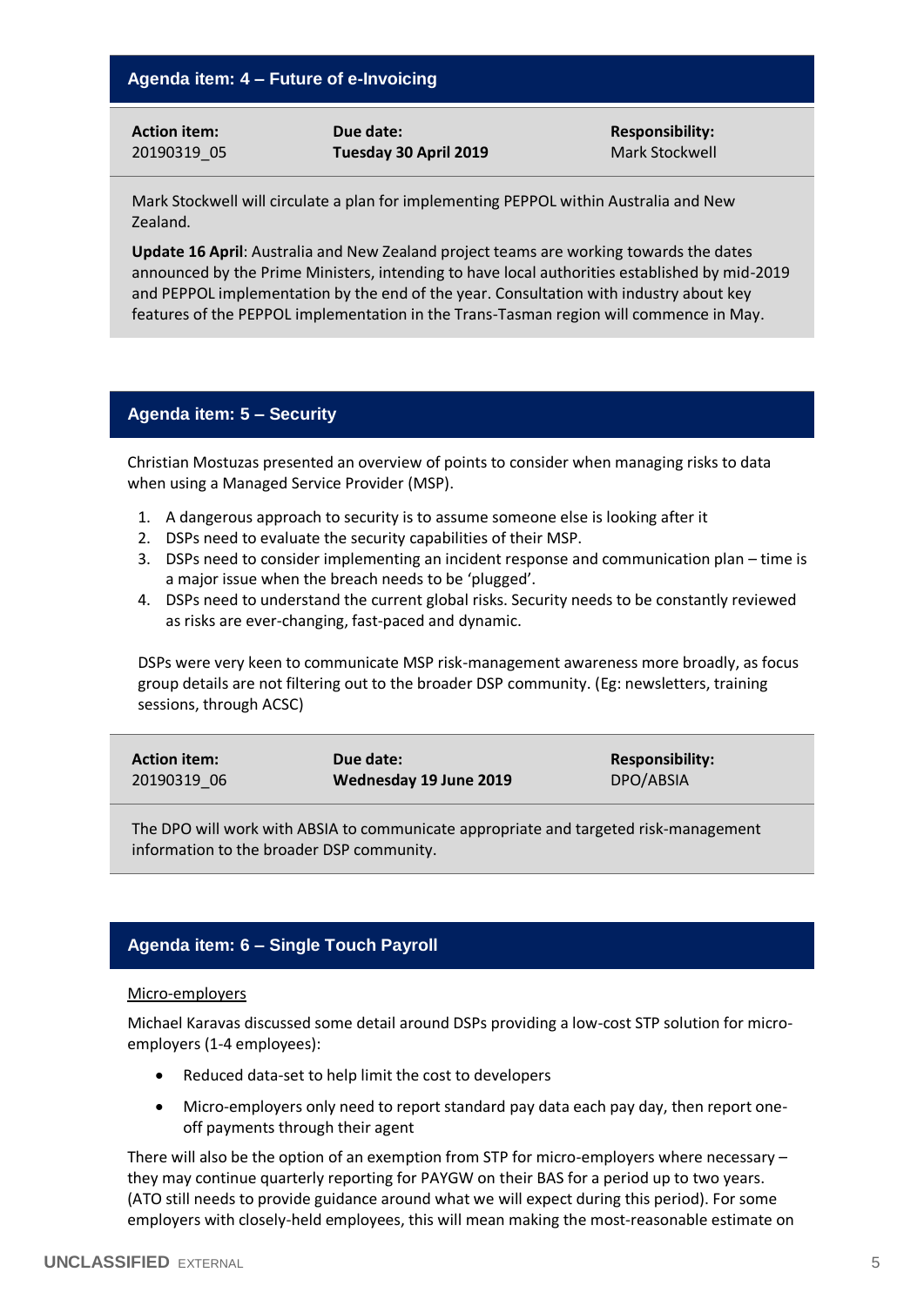## Agenda item: 4 – Future of e-Invoicing

| Action item: | Due date: | Responsibility: |
|---|---|---|
| 20190319_05 | **Tuesday 30 April 2019** | Mark Stockwell |

Mark Stockwell will circulate a plan for implementing PEPPOL within Australia and New Zealand.

**Update 16 April**: Australia and New Zealand project teams are working towards the dates announced by the Prime Ministers, intending to have local authorities established by mid-2019 and PEPPOL implementation by the end of the year. Consultation with industry about key features of the PEPPOL implementation in the Trans-Tasman region will commence in May.

## Agenda item: 5 – Security

Christian Mostuzas presented an overview of points to consider when managing risks to data when using a Managed Service Provider (MSP).

1. A dangerous approach to security is to assume someone else is looking after it
2. DSPs need to evaluate the security capabilities of their MSP.
3. DSPs need to consider implementing an incident response and communication plan – time is a major issue when the breach needs to be 'plugged'.
4. DSPs need to understand the current global risks. Security needs to be constantly reviewed as risks are ever-changing, fast-paced and dynamic.

DSPs were very keen to communicate MSP risk-management awareness more broadly, as focus group details are not filtering out to the broader DSP community. (Eg: newsletters, training sessions, through ACSC)

| Action item: | Due date: | Responsibility: |
|---|---|---|
| 20190319_06 | **Wednesday 19 June 2019** | DPO/ABSIA |

The DPO will work with ABSIA to communicate appropriate and targeted risk-management information to the broader DSP community.

## Agenda item: 6 – Single Touch Payroll

Micro-employers

Michael Karavas discussed some detail around DSPs providing a low-cost STP solution for micro-employers (1-4 employees):

- Reduced data-set to help limit the cost to developers
- Micro-employers only need to report standard pay data each pay day, then report one-off payments through their agent

There will also be the option of an exemption from STP for micro-employers where necessary – they may continue quarterly reporting for PAYGW on their BAS for a period up to two years. (ATO still needs to provide guidance around what we will expect during this period). For some employers with closely-held employees, this will mean making the most-reasonable estimate on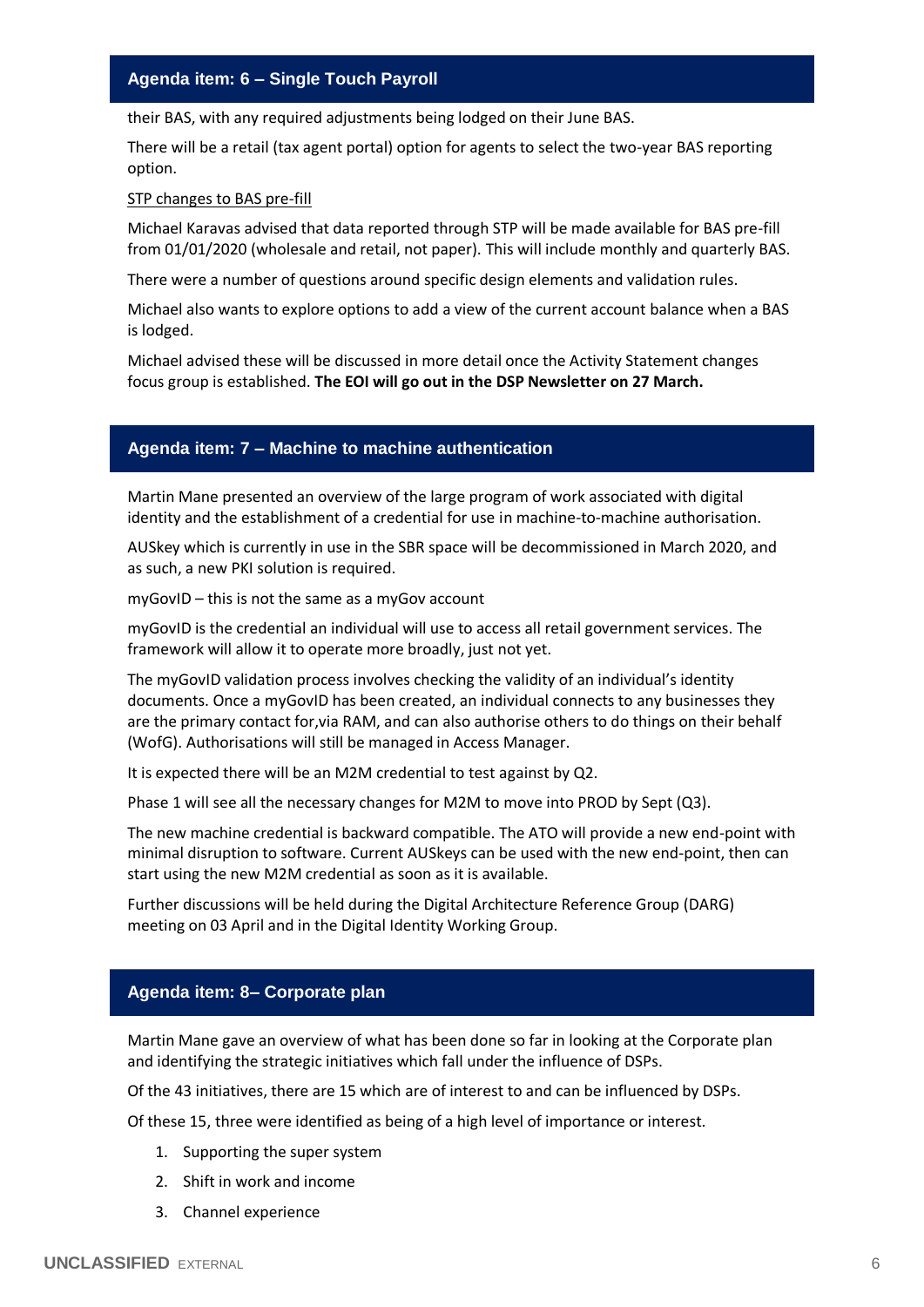## Agenda item: 6 – Single Touch Payroll

their BAS, with any required adjustments being lodged on their June BAS.

There will be a retail (tax agent portal) option for agents to select the two-year BAS reporting option.

STP changes to BAS pre-fill

Michael Karavas advised that data reported through STP will be made available for BAS pre-fill from 01/01/2020 (wholesale and retail, not paper). This will include monthly and quarterly BAS.

There were a number of questions around specific design elements and validation rules.

Michael also wants to explore options to add a view of the current account balance when a BAS is lodged.

Michael advised these will be discussed in more detail once the Activity Statement changes focus group is established. **The EOI will go out in the DSP Newsletter on 27 March.**

## Agenda item: 7 – Machine to machine authentication

Martin Mane presented an overview of the large program of work associated with digital identity and the establishment of a credential for use in machine-to-machine authorisation.

AUSkey which is currently in use in the SBR space will be decommissioned in March 2020, and as such, a new PKI solution is required.

myGovID – this is not the same as a myGov account

myGovID is the credential an individual will use to access all retail government services. The framework will allow it to operate more broadly, just not yet.

The myGovID validation process involves checking the validity of an individual's identity documents. Once a myGovID has been created, an individual connects to any businesses they are the primary contact for,via RAM, and can also authorise others to do things on their behalf (WofG). Authorisations will still be managed in Access Manager.

It is expected there will be an M2M credential to test against by Q2.

Phase 1 will see all the necessary changes for M2M to move into PROD by Sept (Q3).

The new machine credential is backward compatible. The ATO will provide a new end-point with minimal disruption to software. Current AUSkeys can be used with the new end-point, then can start using the new M2M credential as soon as it is available.

Further discussions will be held during the Digital Architecture Reference Group (DARG) meeting on 03 April and in the Digital Identity Working Group.

## Agenda item: 8– Corporate plan

Martin Mane gave an overview of what has been done so far in looking at the Corporate plan and identifying the strategic initiatives which fall under the influence of DSPs.

Of the 43 initiatives, there are 15 which are of interest to and can be influenced by DSPs.

Of these 15, three were identified as being of a high level of importance or interest.

1. Supporting the super system
2. Shift in work and income
3. Channel experience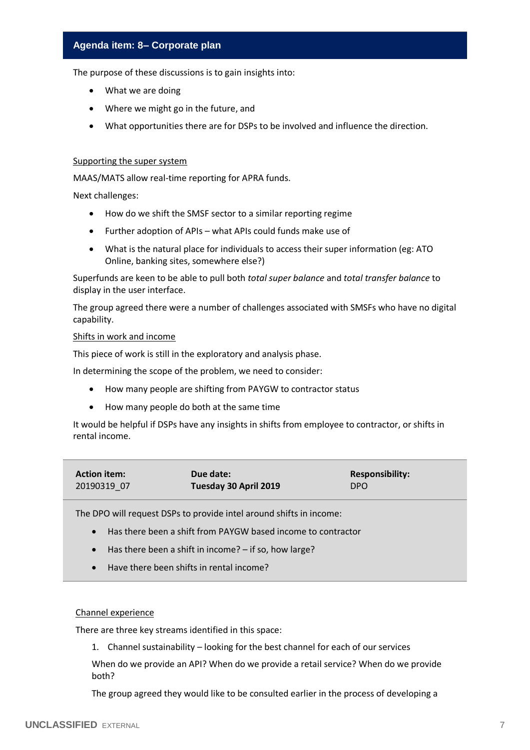## Agenda item: 8– Corporate plan

The purpose of these discussions is to gain insights into:

- What we are doing
- Where we might go in the future, and
- What opportunities there are for DSPs to be involved and influence the direction.

<u>Supporting the super system</u>

MAAS/MATS allow real-time reporting for APRA funds.

Next challenges:

- How do we shift the SMSF sector to a similar reporting regime
- Further adoption of APIs – what APIs could funds make use of
- What is the natural place for individuals to access their super information (eg: ATO Online, banking sites, somewhere else?)

Superfunds are keen to be able to pull both *total super balance* and *total transfer balance* to display in the user interface.

The group agreed there were a number of challenges associated with SMSFs who have no digital capability.

<u>Shifts in work and income</u>

This piece of work is still in the exploratory and analysis phase.

In determining the scope of the problem, we need to consider:

- How many people are shifting from PAYGW to contractor status
- How many people do both at the same time

It would be helpful if DSPs have any insights in shifts from employee to contractor, or shifts in rental income.

| **Action item:** 20190319_07 | **Due date:** **Tuesday 30 April 2019** | **Responsibility:** DPO |
|---|---|---|

The DPO will request DSPs to provide intel around shifts in income:

- Has there been a shift from PAYGW based income to contractor
- Has there been a shift in income? – if so, how large?
- Have there been shifts in rental income?

<u>Channel experience</u>

There are three key streams identified in this space:

1. Channel sustainability – looking for the best channel for each of our services

   When do we provide an API? When do we provide a retail service? When do we provide both?

   The group agreed they would like to be consulted earlier in the process of developing a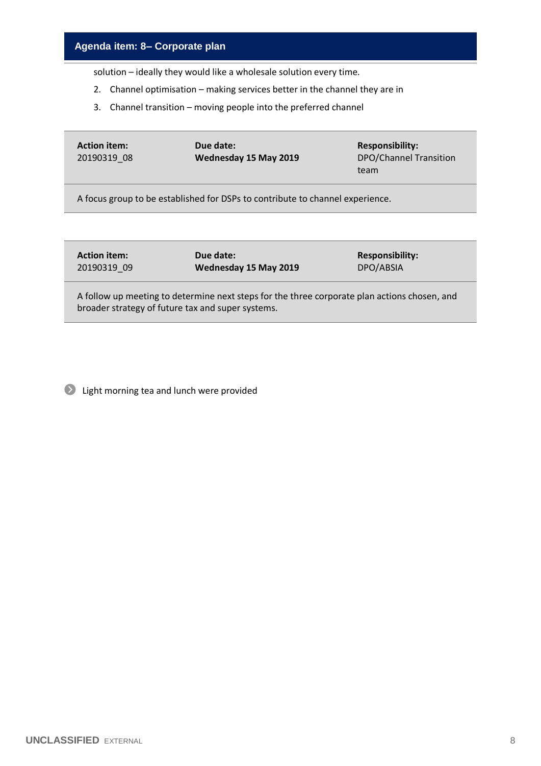## Agenda item: 8– Corporate plan

solution – ideally they would like a wholesale solution every time.

2. Channel optimisation – making services better in the channel they are in
3. Channel transition – moving people into the preferred channel

| **Action item:** 20190319_08 | **Due date: Wednesday 15 May 2019** | **Responsibility:** DPO/Channel Transition team |
|---|---|---|
| A focus group to be established for DSPs to contribute to channel experience. | | |

| **Action item:** 20190319_09 | **Due date: Wednesday 15 May 2019** | **Responsibility:** DPO/ABSIA |
|---|---|---|
| A follow up meeting to determine next steps for the three corporate plan actions chosen, and broader strategy of future tax and super systems. | | |

Light morning tea and lunch were provided

UNCLASSIFIED EXTERNAL